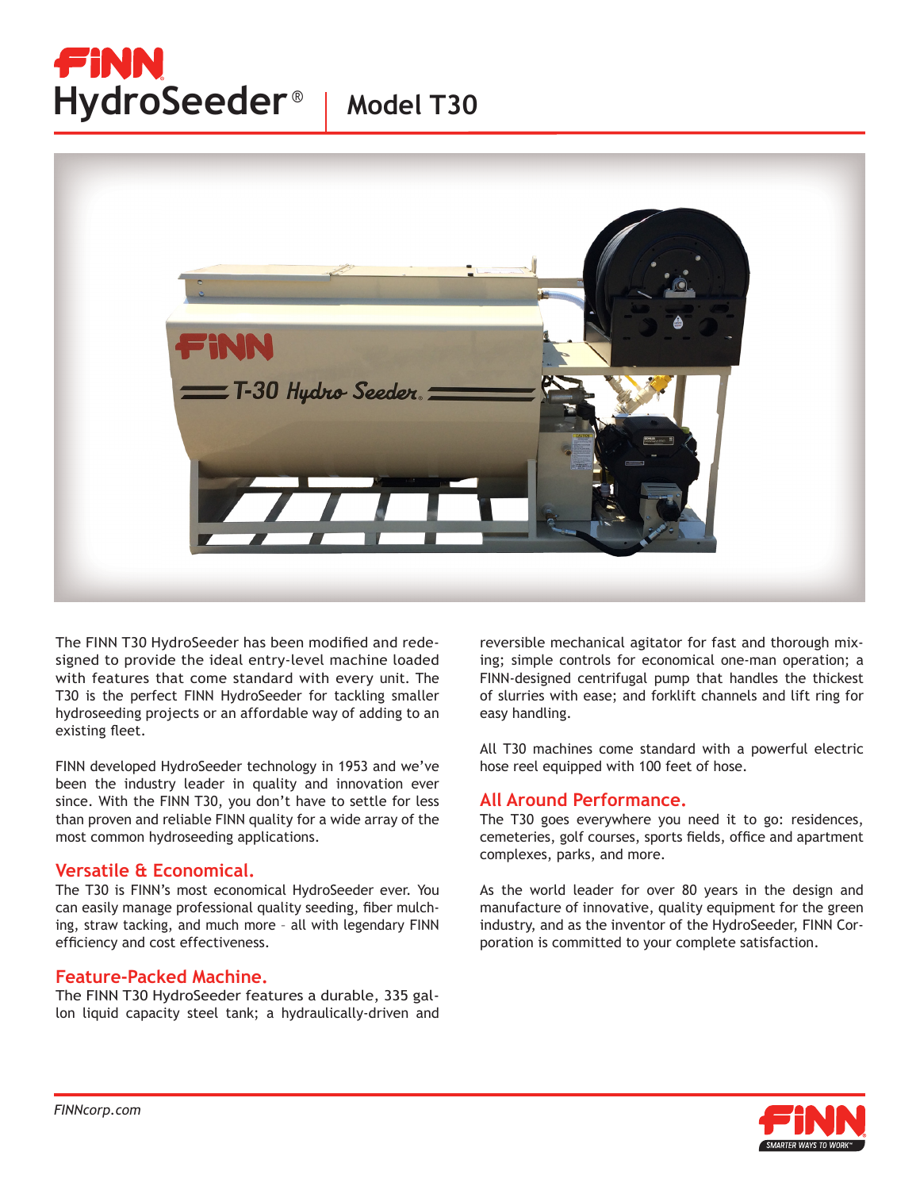# FINN HydroSeeder® | Model T30

The FINN T30 HydroSeeder has been modified and redesigned to provide the ideal entry-level machine loaded with features that come standard with every unit. The T30 is the perfect FINN HydroSeeder for tackling smaller hydroseeding projects or an affordable way of adding to an existing fleet.

FINN developed HydroSeeder technology in 1953 and we've been the industry leader in quality and innovation ever since. With the FINN T30, you don't have to settle for less than proven and reliable FINN quality for a wide array of the most common hydroseeding applications.

## Versatile & Economical.

The T30 is FINN's most economical HydroSeeder ever. You can easily manage professional quality seeding, fiber mulching, straw tacking, and much more – all with legendary FINN efficiency and cost effectiveness.

## Feature-Packed Machine.

The FINN T30 HydroSeeder features a durable, 335 gallon liquid capacity steel tank; a hydraulically-driven and reversible mechanical agitator for fast and thorough mixing; simple controls for economical one-man operation; a FINN-designed centrifugal pump that handles the thickest of slurries with ease; and forklift channels and lift ring for easy handling.

All T30 machines come standard with a powerful electric hose reel equipped with 100 feet of hose.

## All Around Performance.

The T30 goes everywhere you need it to go: residences, cemeteries, golf courses, sports fields, office and apartment complexes, parks, and more.

As the world leader for over 80 years in the design and manufacture of innovative, quality equipment for the green industry, and as the inventor of the HydroSeeder, FINN Corporation is committed to your complete satisfaction.

*FINNcorp.com*

FINN SMARTER WAYS TO WORK™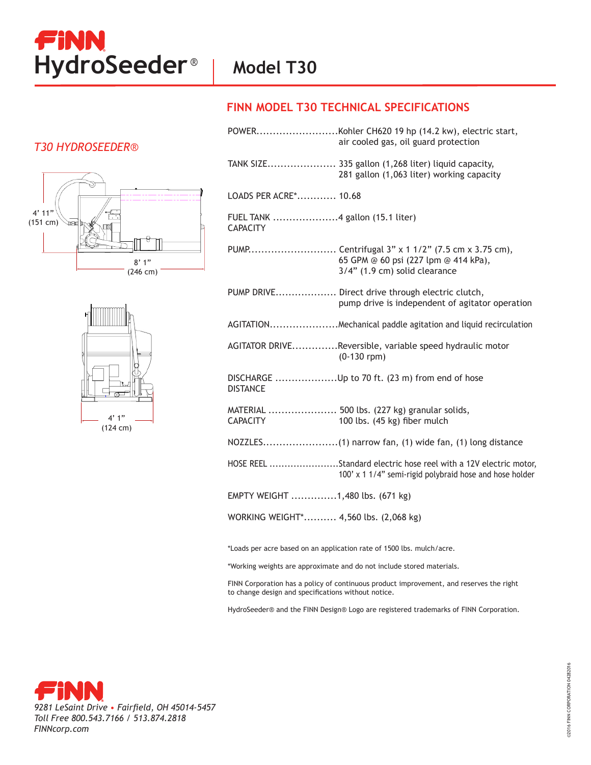# FINN HydroSeeder® | Model T30

## FINN MODEL T30 TECHNICAL SPECIFICATIONS

*T30 HYDROSEEDER®*

4' 11" (151 cm)

8' 1" (246 cm)

4' 1" (124 cm)

| | |
|---|---|
| POWER | Kohler CH620 19 hp (14.2 kw), electric start, air cooled gas, oil guard protection |
| TANK SIZE | 335 gallon (1,268 liter) liquid capacity, 281 gallon (1,063 liter) working capacity |
| LOADS PER ACRE* | 10.68 |
| FUEL TANK CAPACITY | 4 gallon (15.1 liter) |
| PUMP | Centrifugal 3" x 1 1/2" (7.5 cm x 3.75 cm), 65 GPM @ 60 psi (227 lpm @ 414 kPa), 3/4" (1.9 cm) solid clearance |
| PUMP DRIVE | Direct drive through electric clutch, pump drive is independent of agitator operation |
| AGITATION | Mechanical paddle agitation and liquid recirculation |
| AGITATOR DRIVE | Reversible, variable speed hydraulic motor (0-130 rpm) |
| DISCHARGE DISTANCE | Up to 70 ft. (23 m) from end of hose |
| MATERIAL CAPACITY | 500 lbs. (227 kg) granular solids, 100 lbs. (45 kg) fiber mulch |
| NOZZLES | (1) narrow fan, (1) wide fan, (1) long distance |
| HOSE REEL | Standard electric hose reel with a 12V electric motor, 100' x 1 1/4" semi-rigid polybraid hose and hose holder |
| EMPTY WEIGHT | 1,480 lbs. (671 kg) |
| WORKING WEIGHT* | 4,560 lbs. (2,068 kg) |

*Loads per acre based on an application rate of 1500 lbs. mulch/acre.

*Working weights are approximate and do not include stored materials.

FINN Corporation has a policy of continuous product improvement, and reserves the right to change design and specifications without notice.

HydroSeeder® and the FINN Design® Logo are registered trademarks of FINN Corporation.

FINN

*9281 LeSaint Drive • Fairfield, OH 45014-5457*
*Toll Free 800.543.7166 / 513.874.2818*
*FINNcorp.com*

©2016 FINN CORPORATION 04282016